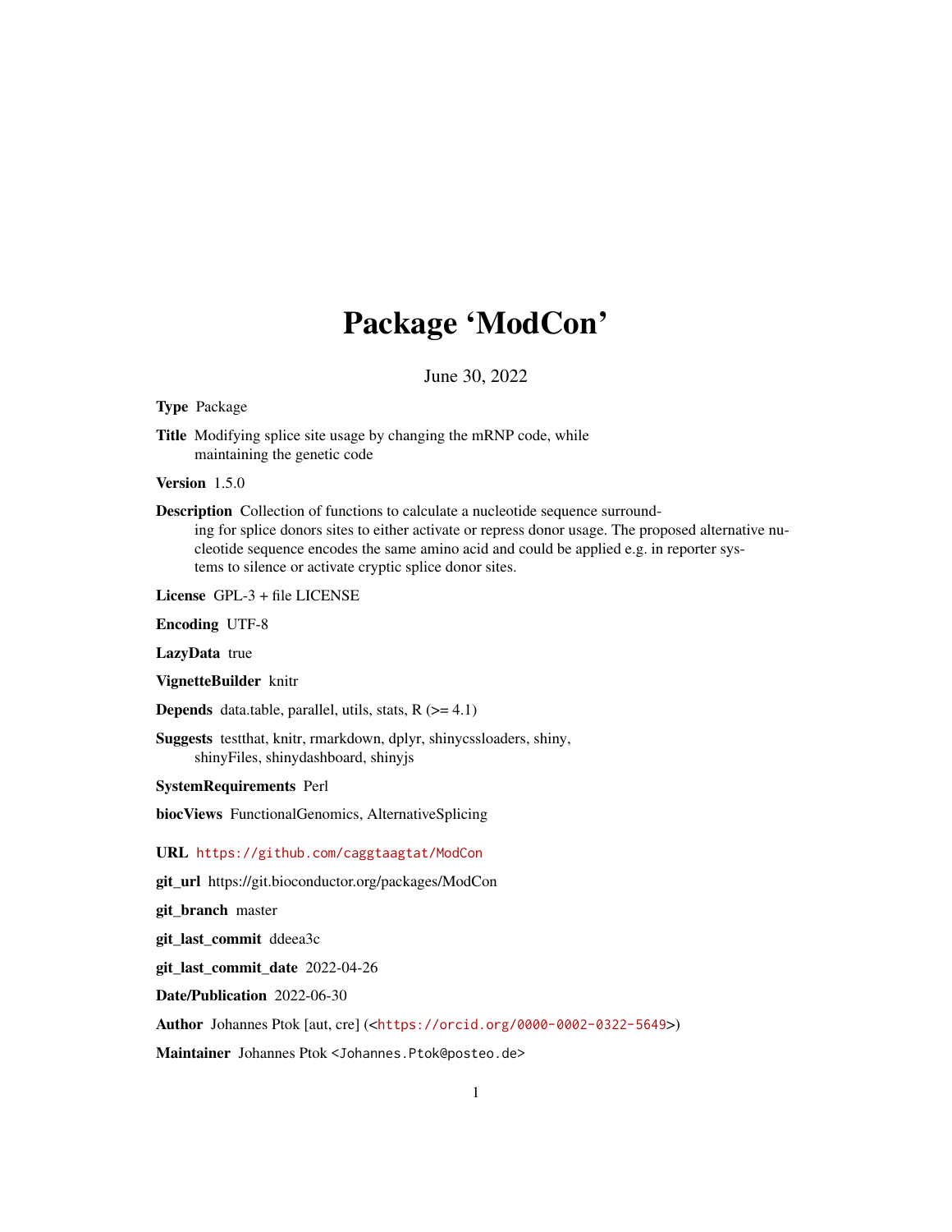# Package 'ModCon'

June 30, 2022

**Type** Package

**Title** Modifying splice site usage by changing the mRNP code, while maintaining the genetic code

**Version** 1.5.0

**Description** Collection of functions to calculate a nucleotide sequence surrounding for splice donors sites to either activate or repress donor usage. The proposed alternative nucleotide sequence encodes the same amino acid and could be applied e.g. in reporter systems to silence or activate cryptic splice donor sites.

**License** GPL-3 + file LICENSE

**Encoding** UTF-8

**LazyData** true

**VignetteBuilder** knitr

**Depends** data.table, parallel, utils, stats, R (>= 4.1)

**Suggests** testthat, knitr, rmarkdown, dplyr, shinycssloaders, shiny, shinyFiles, shinydashboard, shinyjs

**SystemRequirements** Perl

**biocViews** FunctionalGenomics, AlternativeSplicing

**URL** https://github.com/caggtaagtat/ModCon

**git_url** https://git.bioconductor.org/packages/ModCon

**git_branch** master

**git_last_commit** ddeea3c

**git_last_commit_date** 2022-04-26

**Date/Publication** 2022-06-30

**Author** Johannes Ptok [aut, cre] (<https://orcid.org/0000-0002-0322-5649>)

**Maintainer** Johannes Ptok <Johannes.Ptok@posteo.de>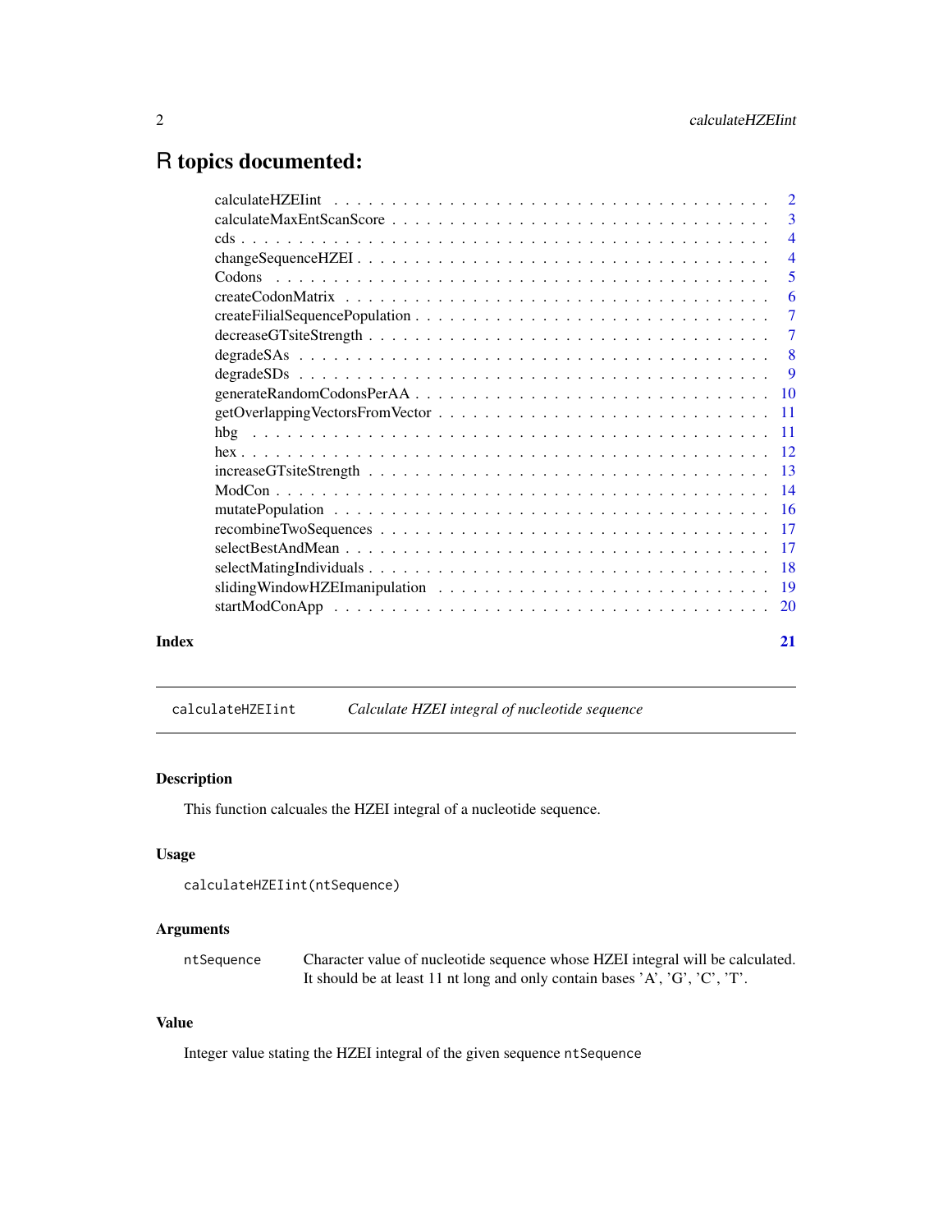# R topics documented:

| | |
|---|---|
| calculateHZEIint | 2 |
| calculateMaxEntScanScore | 3 |
| cds | 4 |
| changeSequenceHZEI | 4 |
| Codons | 5 |
| createCodonMatrix | 6 |
| createFilialSequencePopulation | 7 |
| decreaseGTsiteStrength | 7 |
| degradeSAs | 8 |
| degradeSDs | 9 |
| generateRandomCodonsPerAA | 10 |
| getOverlappingVectorsFromVector | 11 |
| hbg | 11 |
| hex | 12 |
| increaseGTsiteStrength | 13 |
| ModCon | 14 |
| mutatePopulation | 16 |
| recombineTwoSequences | 17 |
| selectBestAndMean | 17 |
| selectMatingIndividuals | 18 |
| slidingWindowHZEImanipulation | 19 |
| startModConApp | 20 |
| **Index** | **21** |

---

`calculateHZEIint` *Calculate HZEI integral of nucleotide sequence*

---

### Description

This function calcuales the HZEI integral of a nucleotide sequence.

### Usage

```
calculateHZEIint(ntSequence)
```

### Arguments

`ntSequence` Character value of nucleotide sequence whose HZEI integral will be calculated. It should be at least 11 nt long and only contain bases 'A', 'G', 'C', 'T'.

### Value

Integer value stating the HZEI integral of the given sequence `ntSequence`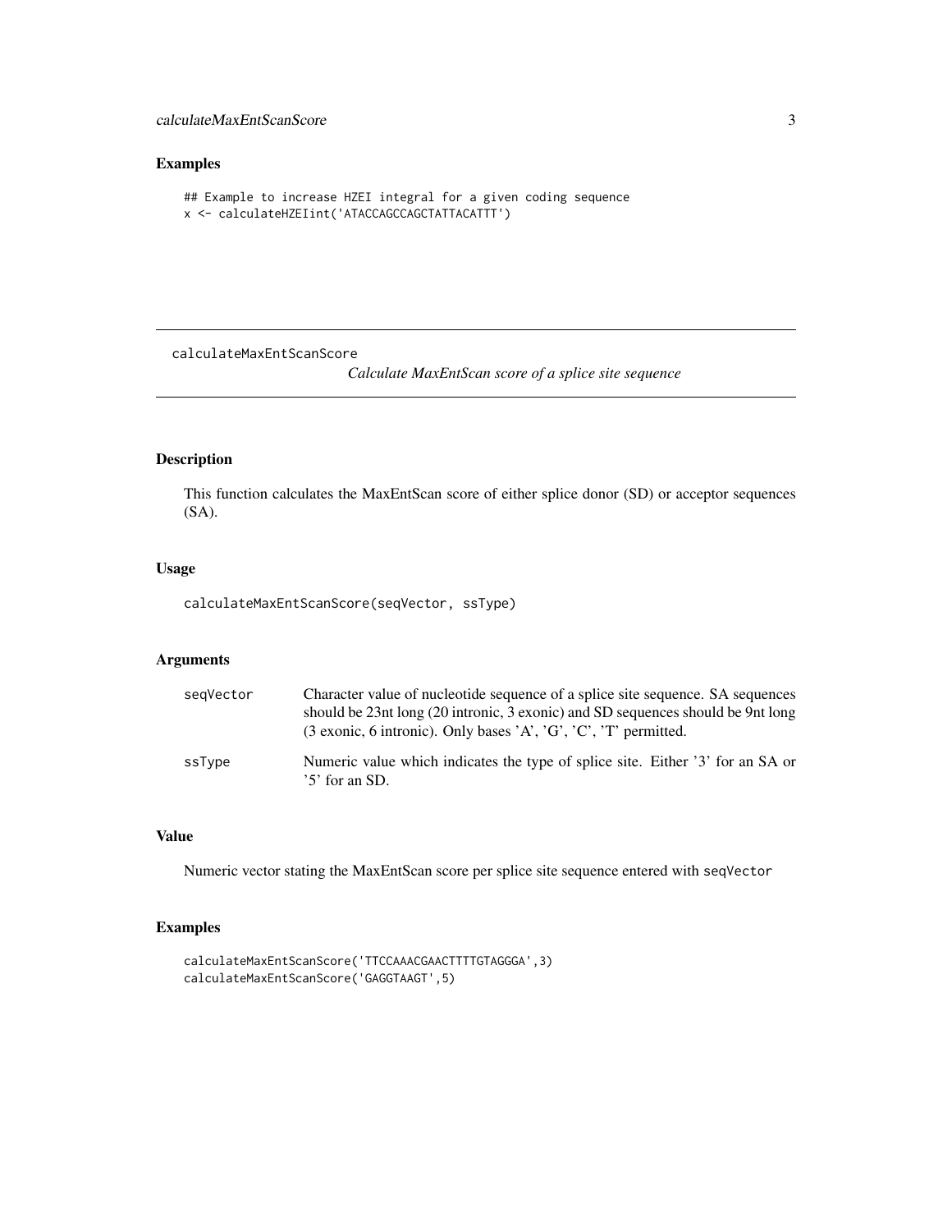## Examples

```
## Example to increase HZEI integral for a given coding sequence
x <- calculateHZEIint('ATACCAGCCAGCTATTACATTT')
```

---

calculateMaxEntScanScore

*Calculate MaxEntScan score of a splice site sequence*

---

## Description

This function calculates the MaxEntScan score of either splice donor (SD) or acceptor sequences (SA).

## Usage

```
calculateMaxEntScanScore(seqVector, ssType)
```

## Arguments

| | |
|---|---|
| seqVector | Character value of nucleotide sequence of a splice site sequence. SA sequences should be 23nt long (20 intronic, 3 exonic) and SD sequences should be 9nt long (3 exonic, 6 intronic). Only bases 'A', 'G', 'C', 'T' permitted. |
| ssType | Numeric value which indicates the type of splice site. Either '3' for an SA or '5' for an SD. |

## Value

Numeric vector stating the MaxEntScan score per splice site sequence entered with `seqVector`

## Examples

```
calculateMaxEntScanScore('TTCCAAACGAACTTTTGTAGGGA',3)
calculateMaxEntScanScore('GAGGTAAGT',5)
```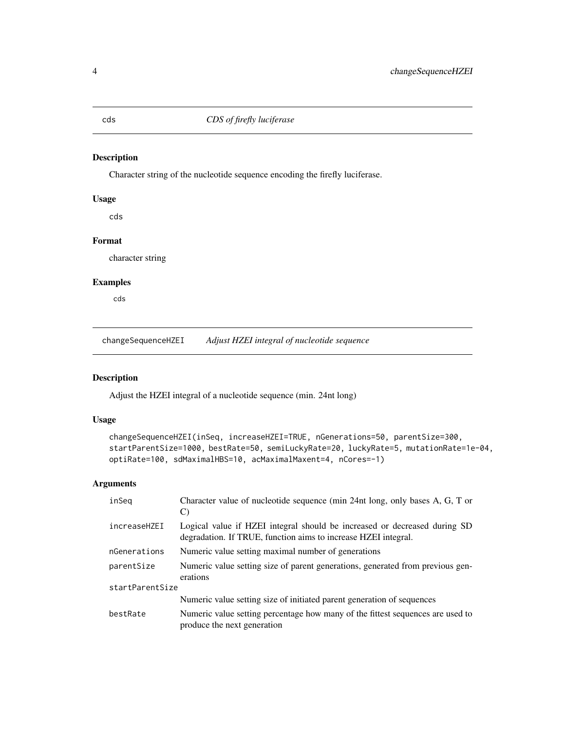## cds — *CDS of firefly luciferase*

### Description

Character string of the nucleotide sequence encoding the firefly luciferase.

### Usage

```
cds
```

### Format

character string

### Examples

```
cds
```

## changeSequenceHZEI — *Adjust HZEI integral of nucleotide sequence*

### Description

Adjust the HZEI integral of a nucleotide sequence (min. 24nt long)

### Usage

```
changeSequenceHZEI(inSeq, increaseHZEI=TRUE, nGenerations=50, parentSize=300,
startParentSize=1000, bestRate=50, semiLuckyRate=20, luckyRate=5, mutationRate=1e-04,
optiRate=100, sdMaximalHBS=10, acMaximalMaxent=4, nCores=-1)
```

### Arguments

| | |
|---|---|
| `inSeq` | Character value of nucleotide sequence (min 24nt long, only bases A, G, T or C) |
| `increaseHZEI` | Logical value if HZEI integral should be increased or decreased during SD degradation. If TRUE, function aims to increase HZEI integral. |
| `nGenerations` | Numeric value setting maximal number of generations |
| `parentSize` | Numeric value setting size of parent generations, generated from previous generations |
| `startParentSize` | Numeric value setting size of initiated parent generation of sequences |
| `bestRate` | Numeric value setting percentage how many of the fittest sequences are used to produce the next generation |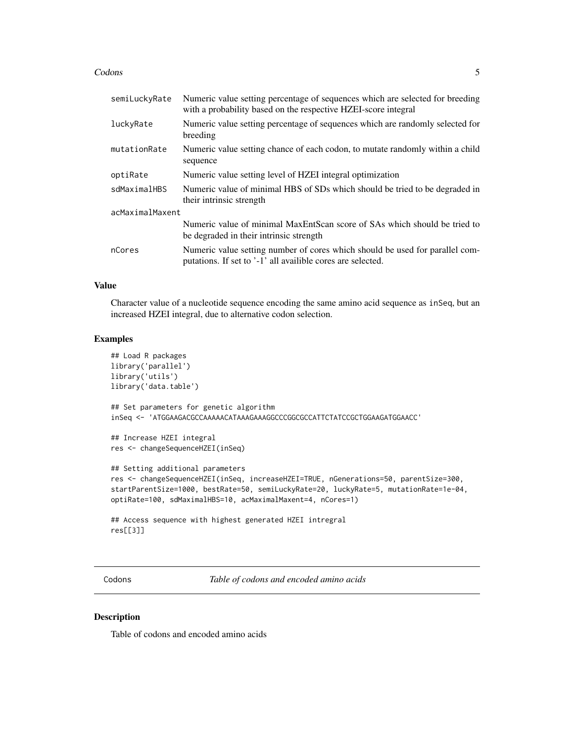| | |
|---|---|
| semiLuckyRate | Numeric value setting percentage of sequences which are selected for breeding with a probability based on the respective HZEI-score integral |
| luckyRate | Numeric value setting percentage of sequences which are randomly selected for breeding |
| mutationRate | Numeric value setting chance of each codon, to mutate randomly within a child sequence |
| optiRate | Numeric value setting level of HZEI integral optimization |
| sdMaximalHBS | Numeric value of minimal HBS of SDs which should be tried to be degraded in their intrinsic strength |
| acMaximalMaxent | Numeric value of minimal MaxEntScan score of SAs which should be tried to be degraded in their intrinsic strength |
| nCores | Numeric value setting number of cores which should be used for parallel computations. If set to '-1' all availible cores are selected. |

### Value

Character value of a nucleotide sequence encoding the same amino acid sequence as inSeq, but an increased HZEI integral, due to alternative codon selection.

### Examples

```
## Load R packages
library('parallel')
library('utils')
library('data.table')

## Set parameters for genetic algorithm
inSeq <- 'ATGGAAGACGCCAAAAACATAAAGAAAGGCCCGGCGCCATTCTATCCGCTGGAAGATGGAACC'

## Increase HZEI integral
res <- changeSequenceHZEI(inSeq)

## Setting additional parameters
res <- changeSequenceHZEI(inSeq, increaseHZEI=TRUE, nGenerations=50, parentSize=300,
startParentSize=1000, bestRate=50, semiLuckyRate=20, luckyRate=5, mutationRate=1e-04,
optiRate=100, sdMaximalHBS=10, acMaximalMaxent=4, nCores=1)

## Access sequence with highest generated HZEI intregral
res[[3]]
```

---

## Codons — *Table of codons and encoded amino acids*

### Description

Table of codons and encoded amino acids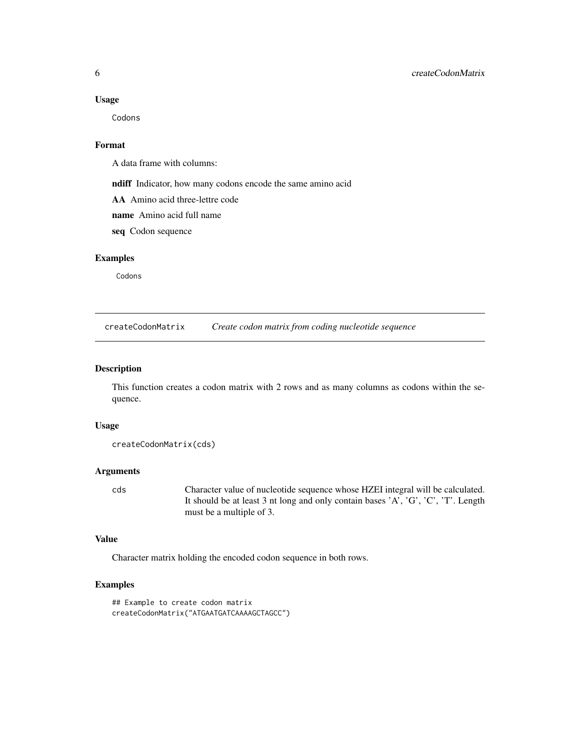### Usage

```
Codons
```

### Format

A data frame with columns:

**ndiff** Indicator, how many codons encode the same amino acid

**AA** Amino acid three-lettre code

**name** Amino acid full name

**seq** Codon sequence

### Examples

```
Codons
```

---

## createCodonMatrix *Create codon matrix from coding nucleotide sequence*

### Description

This function creates a codon matrix with 2 rows and as many columns as codons within the sequence.

### Usage

```
createCodonMatrix(cds)
```

### Arguments

| | |
|---|---|
| cds | Character value of nucleotide sequence whose HZEI integral will be calculated. It should be at least 3 nt long and only contain bases 'A', 'G', 'C', 'T'. Length must be a multiple of 3. |

### Value

Character matrix holding the encoded codon sequence in both rows.

### Examples

```
## Example to create codon matrix
createCodonMatrix("ATGAATGATCAAAAGCTAGCC")
```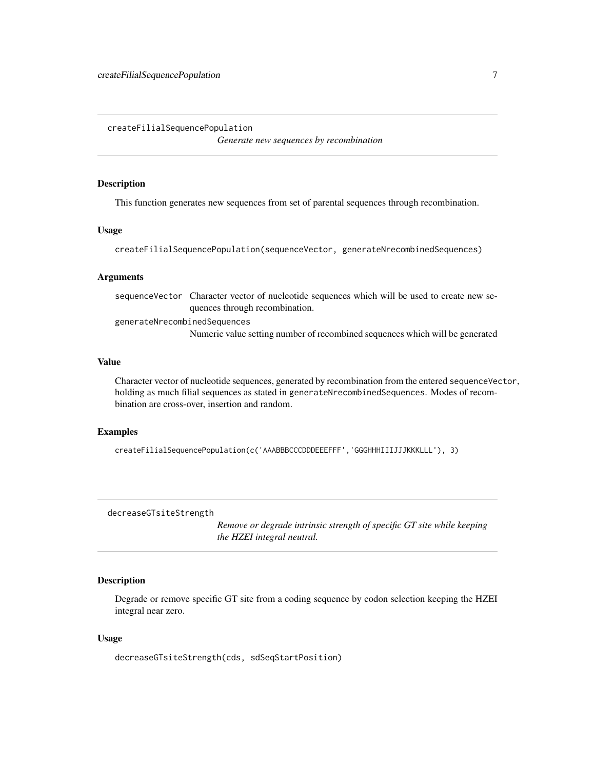## createFilialSequencePopulation

*Generate new sequences by recombination*

### Description

This function generates new sequences from set of parental sequences through recombination.

### Usage

```
createFilialSequencePopulation(sequenceVector, generateNrecombinedSequences)
```

### Arguments

| | |
|---|---|
| sequenceVector | Character vector of nucleotide sequences which will be used to create new sequences through recombination. |
| generateNrecombinedSequences | Numeric value setting number of recombined sequences which will be generated |

### Value

Character vector of nucleotide sequences, generated by recombination from the entered `sequenceVector`, holding as much filial sequences as stated in `generateNrecombinedSequences`. Modes of recombination are cross-over, insertion and random.

### Examples

```
createFilialSequencePopulation(c('AAABBBCCCDDDEEEFFF','GGGHHHIIIJJJKKKLLL'), 3)
```

## decreaseGTsiteStrength

*Remove or degrade intrinsic strength of specific GT site while keeping the HZEI integral neutral.*

### Description

Degrade or remove specific GT site from a coding sequence by codon selection keeping the HZEI integral near zero.

### Usage

```
decreaseGTsiteStrength(cds, sdSeqStartPosition)
```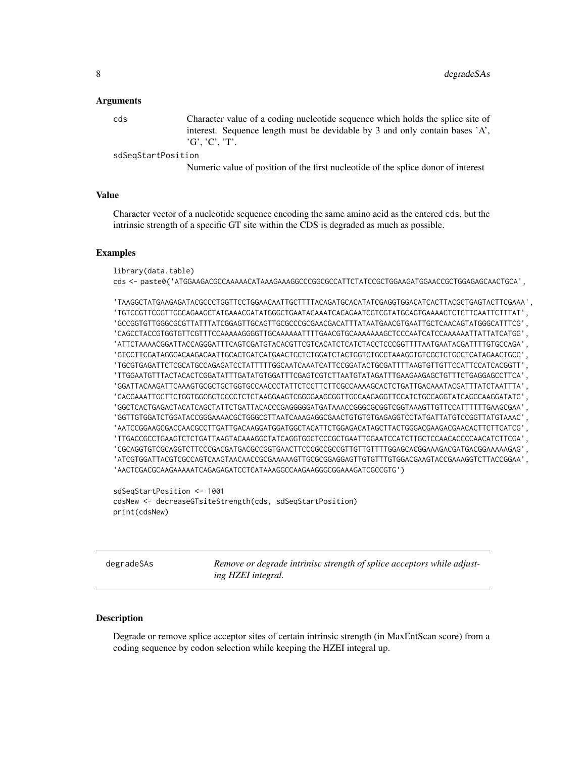### Arguments

cds
: Character value of a coding nucleotide sequence which holds the splice site of interest. Sequence length must be devidable by 3 and only contain bases 'A', 'G', 'C', 'T'.

sdSeqStartPosition
: Numeric value of position of the first nucleotide of the splice donor of interest

### Value

Character vector of a nucleotide sequence encoding the same amino acid as the entered cds, but the intrinsic strength of a specific GT site within the CDS is degraded as much as possible.

### Examples

```
library(data.table)
cds <- paste0('ATGGAAGACGCCAAAAACATAAAGAAAGGCCCGGCGCCATTCTATCCGCTGGAAGATGGAACCGCTGGAGAGCAACTGCA',

'TAAGGCTATGAAGAGATACGCCCTGGTTCCTGGAACAATTGCTTTTACAGATGCACATATCGAGGTGGACATCACTTACGCTGAGTACTTCGAAA',
'TGTCCGTTCGGTTGGCAGAAGCTATGAAACGATATGGGCTGAATACAAATCACAGAATCGTCGTATGCAGTGAAAACTCTCTTCAATTCTTTAT',
'GCCGGTGTTGGGCGCGTTATTTATCGGAGTTGCAGTTGCGCCCGCGAACGACATTTATAATGAACGTGAATTGCTCAACAGTATGGGCATTTCG',
'CAGCCTACCGTGGTGTTCGTTTCCAAAAAGGGGTTGCAAAAAATTTTGAACGTGCAAAAAAAGCTCCCAATCATCCAAAAAATTATTATCATGG',
'ATTCTAAAACGGATTACCAGGGATTTCAGTCGATGTACACGTTCGTCACATCTCATCTACCTCCCGGTTTTAATGAATACGATTTTGTGCCAGA',
'GTCCTTCGATAGGGACAAGACAATTGCACTGATCATGAACTCCTCTGGATCTACTGGTCTGCCTAAAGGTGTCGCTCTGCCTCATAGAACTGCC',
'TGCGTGAGATTCTCGCATGCCAGAGATCCTATTTTTGGCAATCAAATCATTCCGGATACTGCGATTTTAAGTGTTGTTCCATTCCATCACGGTT',
'TTGGAATGTTTACTACACTCGGATATTTGATATGTGGATTTCGAGTCGTCTTAATGTATAGATTTGAAGAAGAGCTGTTTCTGAGGAGCCTTCA',
'GGATTACAAGATTCAAAGTGCGCTGCTGGTGCCAACCCTATTCTCCTTCTTCGCCAAAAGCACTCTGATTGACAAATACGATTTATCTAATTTA',
'CACGAAATTGCTTCTGGTGGCGCTCCCCTCTCTAAGGAAGTCGGGGAAGCGGTTGCCAAGAGGTTCCATCTGCCAGGTATCAGGCAAGGATATG',
'GGCTCACTGAGACTACATCAGCTATTCTGATTACACCCGAGGGGGATGATAAACCGGGCGCGGTCGGTAAAGTTGTTCCATTTTTTGAAGCGAA',
'GGTTGTGGATCTGGATACCGGGAAAACGCTGGGCGTTAATCAAAGAGGCGAACTGTGTGTGAGAGGTCCTATGATTATGTCCGGTTATGTAAAC',
'AATCCGGAAGCGACCAACGCCTTGATTGACAAGGATGGATGGCTACATTCTGGAGACATAGCTTACTGGGACGAAGACGAACACTTCTTCATCG',
'TTGACCGCCTGAAGTCTCTGATTAAGTACAAAGGCTATCAGGTGGCTCCCGCTGAATTGGAATCCATCTTGCTCCAACACCCCAACATCTTCGA',
'CGCAGGTGTCGCAGGTCTTCCCGACGATGACGCCGGTGAACTTCCCGCCGCCGTTGTTGTTTTGGAGCACGGAAAGACGATGACGGAAAAAGAG',
'ATCGTGGATTACGTCGCCAGTCAAGTAACAACCGCGAAAAAGTTGCGCGGAGGAGTTGTGTTTGTGGACGAAGTACCGAAAGGTCTTACCGGAA',
'AACTCGACGCAAGAAAAATCAGAGAGATCCTCATAAAGGCCAAGAAGGGCGGAAAGATCGCCGTG')

sdSeqStartPosition <- 1001
cdsNew <- decreaseGTsiteStrength(cds, sdSeqStartPosition)
print(cdsNew)
```

---

## degradeSAs — *Remove or degrade intrinisc strength of splice acceptors while adjusting HZEI integral.*

---

### Description

Degrade or remove splice acceptor sites of certain intrinsic strength (in MaxEntScan score) from a coding sequence by codon selection while keeping the HZEI integral up.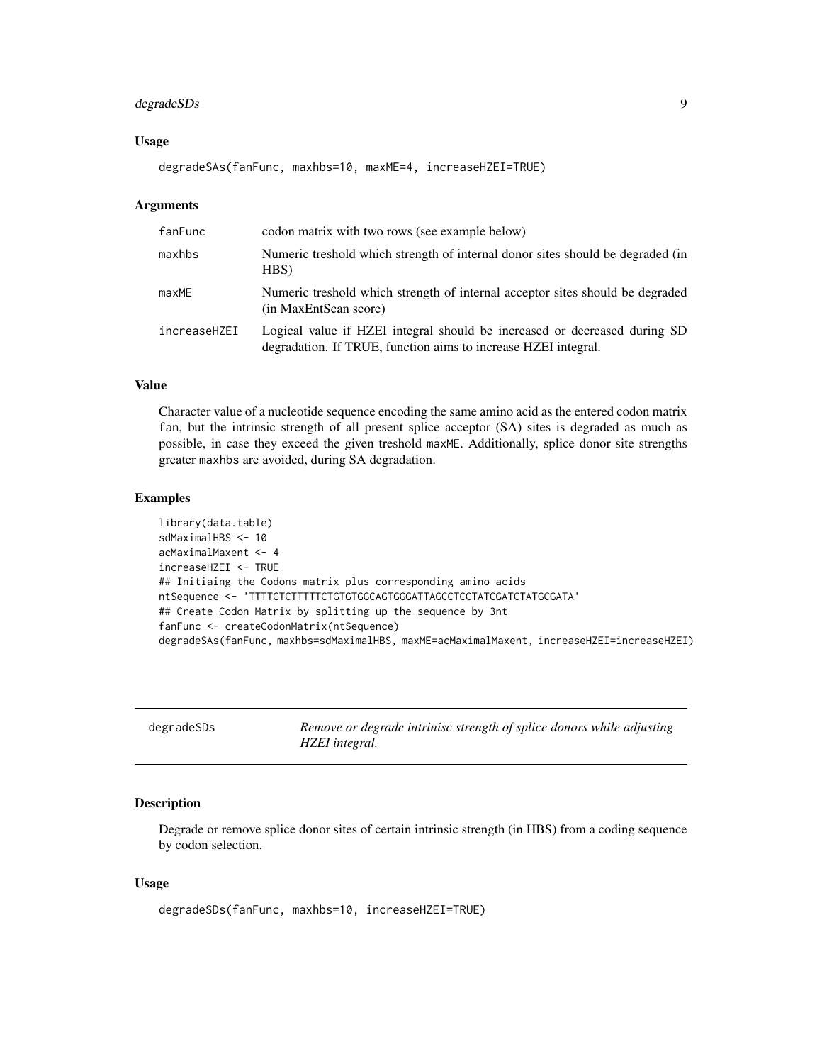### Usage

```
degradeSAs(fanFunc, maxhbs=10, maxME=4, increaseHZEI=TRUE)
```

### Arguments

| | |
|---|---|
| fanFunc | codon matrix with two rows (see example below) |
| maxhbs | Numeric treshold which strength of internal donor sites should be degraded (in HBS) |
| maxME | Numeric treshold which strength of internal acceptor sites should be degraded (in MaxEntScan score) |
| increaseHZEI | Logical value if HZEI integral should be increased or decreased during SD degradation. If TRUE, function aims to increase HZEI integral. |

### Value

Character value of a nucleotide sequence encoding the same amino acid as the entered codon matrix `fan`, but the intrinsic strength of all present splice acceptor (SA) sites is degraded as much as possible, in case they exceed the given treshold `maxME`. Additionally, splice donor site strengths greater `maxhbs` are avoided, during SA degradation.

### Examples

```
library(data.table)
sdMaximalHBS <- 10
acMaximalMaxent <- 4
increaseHZEI <- TRUE
## Initiaing the Codons matrix plus corresponding amino acids
ntSequence <- 'TTTTGTCTTTTTCTGTGTGGCAGTGGGATTAGCCTCCTATCGATCTATGCGATA'
## Create Codon Matrix by splitting up the sequence by 3nt
fanFunc <- createCodonMatrix(ntSequence)
degradeSAs(fanFunc, maxhbs=sdMaximalHBS, maxME=acMaximalMaxent, increaseHZEI=increaseHZEI)
```

---

## degradeSDs — *Remove or degrade intrinisc strength of splice donors while adjusting HZEI integral.*

---

### Description

Degrade or remove splice donor sites of certain intrinsic strength (in HBS) from a coding sequence by codon selection.

### Usage

```
degradeSDs(fanFunc, maxhbs=10, increaseHZEI=TRUE)
```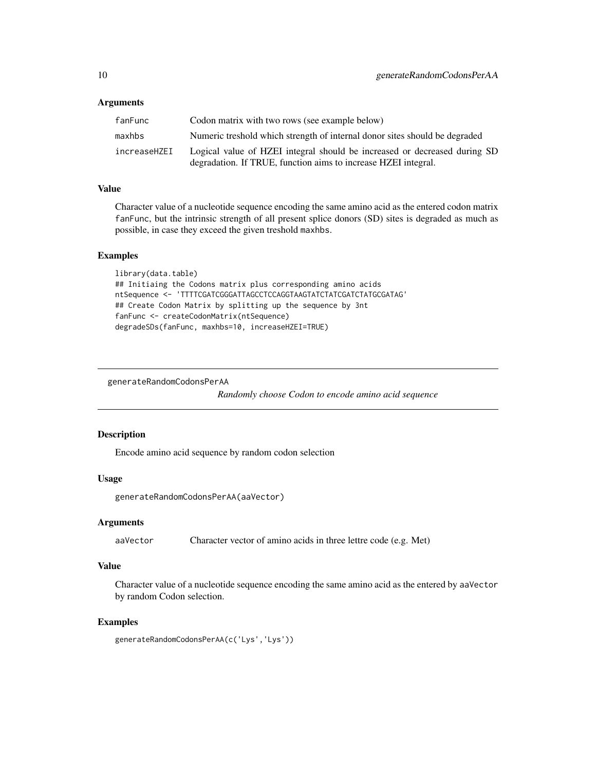### Arguments

| | |
|---|---|
| fanFunc | Codon matrix with two rows (see example below) |
| maxhbs | Numeric treshold which strength of internal donor sites should be degraded |
| increaseHZEI | Logical value of HZEI integral should be increased or decreased during SD degradation. If TRUE, function aims to increase HZEI integral. |

### Value

Character value of a nucleotide sequence encoding the same amino acid as the entered codon matrix fanFunc, but the intrinsic strength of all present splice donors (SD) sites is degraded as much as possible, in case they exceed the given treshold maxhbs.

### Examples

```
library(data.table)
## Initiaing the Codons matrix plus corresponding amino acids
ntSequence <- 'TTTTCGATCGGGATTAGCCTCCAGGTAAGTATCTATCGATCTATGCGATAG'
## Create Codon Matrix by splitting up the sequence by 3nt
fanFunc <- createCodonMatrix(ntSequence)
degradeSDs(fanFunc, maxhbs=10, increaseHZEI=TRUE)
```

---

## generateRandomCodonsPerAA

*Randomly choose Codon to encode amino acid sequence*

---

### Description

Encode amino acid sequence by random codon selection

### Usage

```
generateRandomCodonsPerAA(aaVector)
```

### Arguments

| | |
|---|---|
| aaVector | Character vector of amino acids in three lettre code (e.g. Met) |

### Value

Character value of a nucleotide sequence encoding the same amino acid as the entered by aaVector by random Codon selection.

### Examples

```
generateRandomCodonsPerAA(c('Lys','Lys'))
```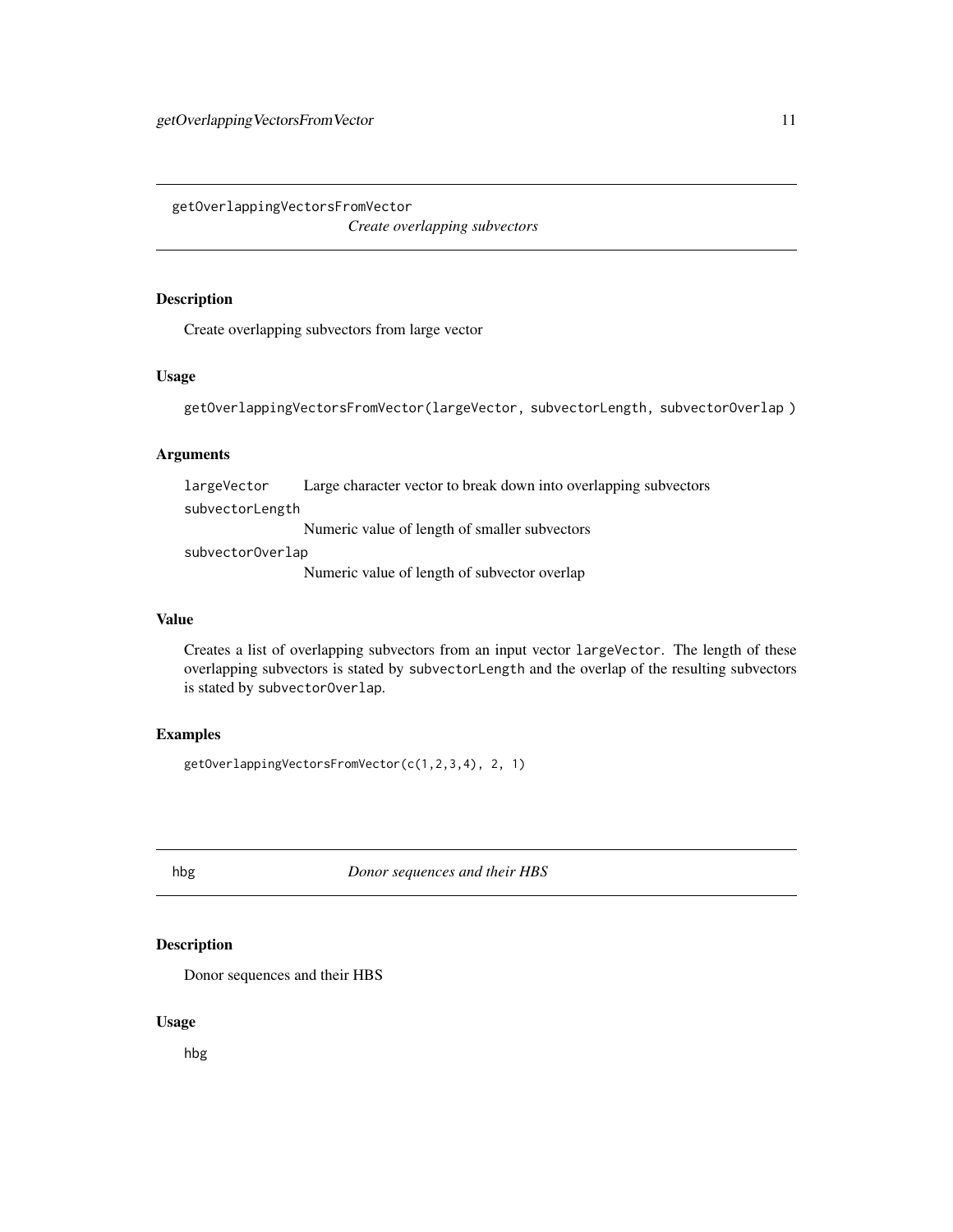## getOverlappingVectorsFromVector    *Create overlapping subvectors*

### Description

Create overlapping subvectors from large vector

### Usage

```
getOverlappingVectorsFromVector(largeVector, subvectorLength, subvectorOverlap )
```

### Arguments

| | |
|---|---|
| largeVector | Large character vector to break down into overlapping subvectors |
| subvectorLength | Numeric value of length of smaller subvectors |
| subvectorOverlap | Numeric value of length of subvector overlap |

### Value

Creates a list of overlapping subvectors from an input vector `largeVector`. The length of these overlapping subvectors is stated by `subvectorLength` and the overlap of the resulting subvectors is stated by `subvectorOverlap`.

### Examples

```
getOverlappingVectorsFromVector(c(1,2,3,4), 2, 1)
```

## hbg    *Donor sequences and their HBS*

### Description

Donor sequences and their HBS

### Usage

```
hbg
```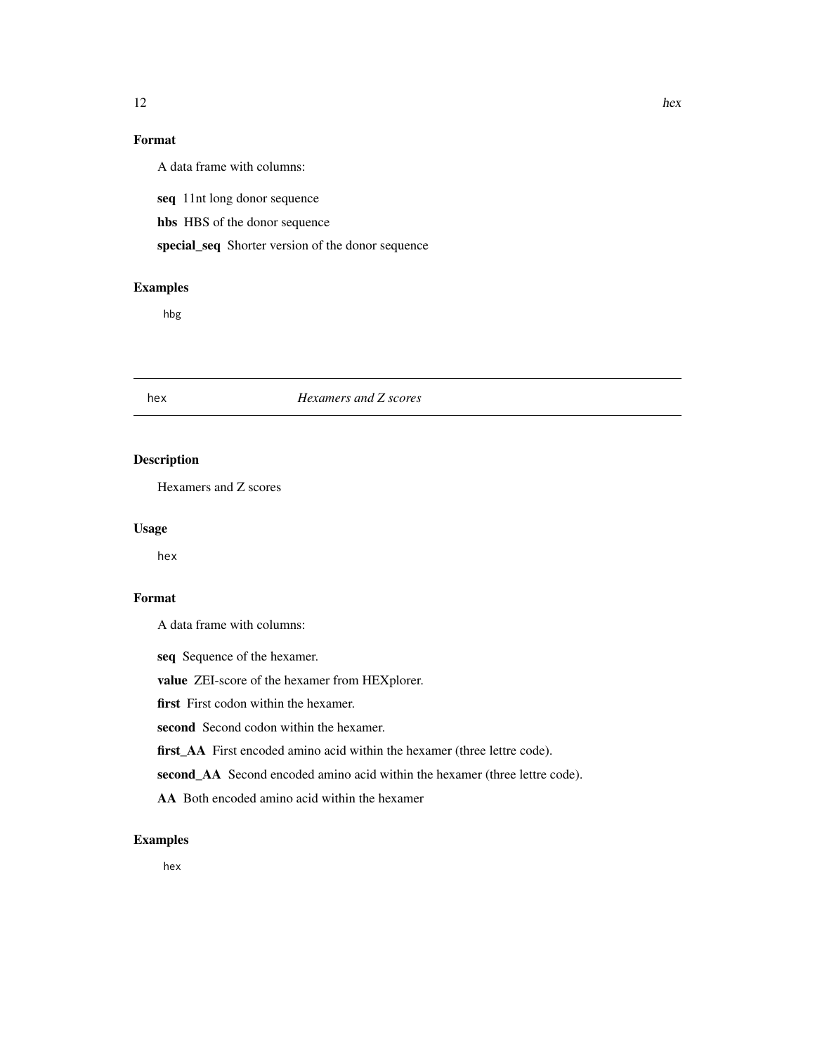### Format

A data frame with columns:

**seq** 11nt long donor sequence

**hbs** HBS of the donor sequence

**special_seq** Shorter version of the donor sequence

### Examples

```
hbg
```

---

## hex — *Hexamers and Z scores*

### Description

Hexamers and Z scores

### Usage

```
hex
```

### Format

A data frame with columns:

**seq** Sequence of the hexamer.

**value** ZEI-score of the hexamer from HEXplorer.

**first** First codon within the hexamer.

**second** Second codon within the hexamer.

**first_AA** First encoded amino acid within the hexamer (three lettre code).

**second_AA** Second encoded amino acid within the hexamer (three lettre code).

**AA** Both encoded amino acid within the hexamer

### Examples

```
hex
```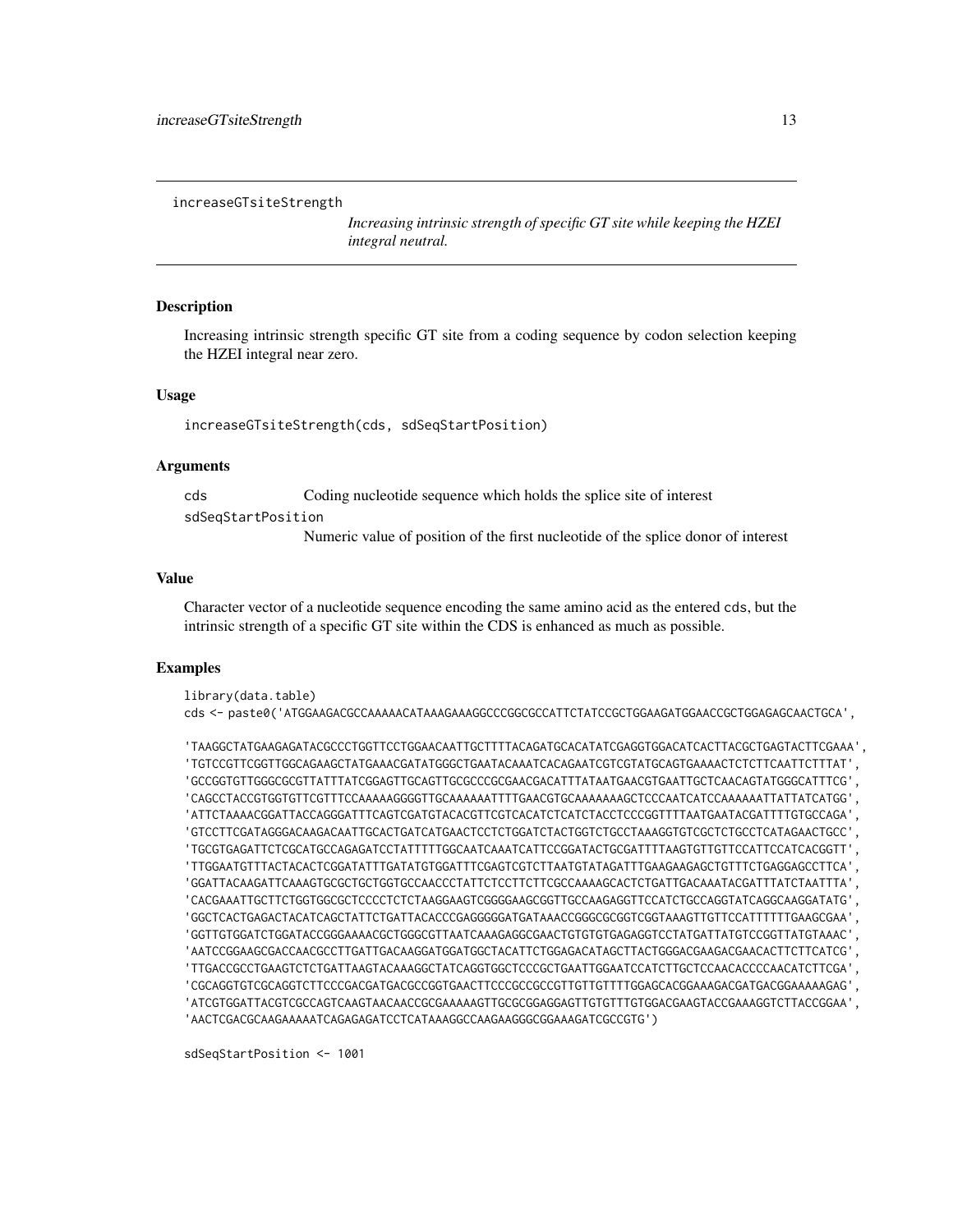increaseGTsiteStrength

*Increasing intrinsic strength of specific GT site while keeping the HZEI integral neutral.*

### Description

Increasing intrinsic strength specific GT site from a coding sequence by codon selection keeping the HZEI integral near zero.

### Usage

```
increaseGTsiteStrength(cds, sdSeqStartPosition)
```

### Arguments

| | |
|---|---|
| cds | Coding nucleotide sequence which holds the splice site of interest |
| sdSeqStartPosition | Numeric value of position of the first nucleotide of the splice donor of interest |

### Value

Character vector of a nucleotide sequence encoding the same amino acid as the entered cds, but the intrinsic strength of a specific GT site within the CDS is enhanced as much as possible.

### Examples

```
library(data.table)
cds <- paste0('ATGGAAGACGCCAAAAACATAAAGAAAGGCCCGGCGCCATTCTATCCGCTGGAAGATGGAACCGCTGGAGAGCAACTGCA',

'TAAGGCTATGAAGAGATACGCCCTGGTTCCTGGAACAATTGCTTTTACAGATGCACATATCGAGGTGGACATCACTTACGCTGAGTACTTCGAAA',
'TGTCCGTTCGGTTGGCAGAAGCTATGAAACGATATGGGCTGAATACAAATCACAGAATCGTCGTATGCAGTGAAAACTCTCTTCAATTCTTTAT',
'GCCGGTGTTGGGCGCGTTATTTATCGGAGTTGCAGTTGCGCCCGCGAACGACATTTATAATGAACGTGAATTGCTCAACAGTATGGGCATTTCG',
'CAGCCTACCGTGGTGTTCGTTTCCAAAAAGGGGTTGCAAAAAATTTTGAACGTGCAAAAAAAGCTCCCAATCATCCAAAAAATTATTATCATGG',
'ATTCTAAAACGGATTACCAGGGATTTCAGTCGATGTACACGTTCGTCACATCTCATCTACCTCCCGGTTTTAATGAATACGATTTTGTGCCAGA',
'GTCCTTCGATAGGGACAAGACAATTGCACTGATCATGAACTCCTCTGGATCTACTGGTCTGCCTAAAGGTGTCGCTCTGCCTCATAGAACTGCC',
'TGCGTGAGATTCTCGCATGCCAGAGATCCTATTTTTGGCAATCAAATCATTCCGGATACTGCGATTTTAAGTGTTGTTCCATTCCATCACGGTT',
'TTGGAATGTTTACTACACTCGGATATTTGATATGTGGATTTCGAGTCGTCTTAATGTATAGATTTGAAGAAGAGCTGTTTCTGAGGAGCCTTCA',
'GGATTACAAGATTCAAAGTGCGCTGCTGGTGCCAACCCTATTCTCCTTCTTCGCCAAAAGCACTCTGATTGACAAATACGATTTATCTAATTTA',
'CACGAAATTGCTTCTGGTGGCGCTCCCCTCTCTAAGGAAGTCGGGGAAGCGGTTGCCAAGAGGTTCCATCTGCCAGGTATCAGGCAAGGATATG',
'GGCTCACTGAGACTACATCAGCTATTCTGATTACACCCGAGGGGGATGATAAACCGGGCGCGGTCGGTAAAGTTGTTCCATTTTTTGAAGCGAA',
'GGTTGTGGATCTGGATACCGGGAAAACGCTGGGCGTTAATCAAAGAGGCGAACTGTGTGTGAGAGGTCCTATGATTATGTCCGGTTATGTAAAC',
'AATCCGGAAGCGACCAACGCCTTGATTGACAAGGATGGATGGCTACATTCTGGAGACATAGCTTACTGGGACGAAGACGAACACTTCTTCATCG',
'TTGACCGCCTGAAGTCTCTGATTAAGTACAAAGGCTATCAGGTGGCTCCCGCTGAATTGGAATCCATCTTGCTCCAACACCCCAACATCTTCGA',
'CGCAGGTGTCGCAGGTCTTCCCGACGATGACGCCGGTGAACTTCCCGCCGCCGTTGTTGTTTTGGAGCACGGAAAGACGATGACGGAAAAAGAG',
'ATCGTGGATTACGTCGCCAGTCAAGTAACAACCGCGAAAAAGTTGCGCGGAGGAGTTGTGTTTGTGGACGAAGTACCGAAAGGTCTTACCGGAA',
'AACTCGACGCAAGAAAAATCAGAGAGATCCTCATAAAGGCCAAGAAGGGCGGAAAGATCGCCGTG')

sdSeqStartPosition <- 1001
```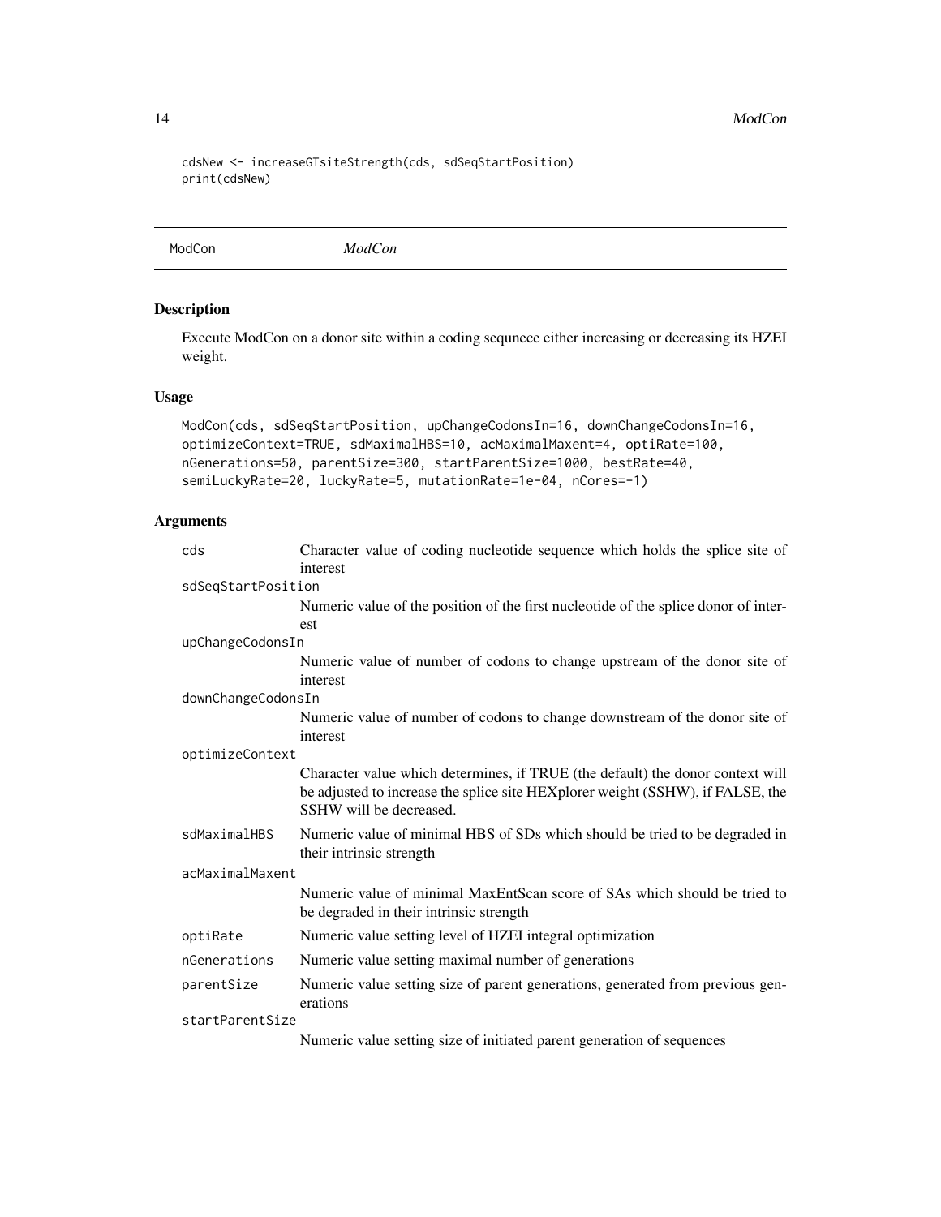```
cdsNew <- increaseGTsiteStrength(cds, sdSeqStartPosition)
print(cdsNew)
```

---

ModCon *ModCon*

---

## Description

Execute ModCon on a donor site within a coding sequnece either increasing or decreasing its HZEI weight.

## Usage

```
ModCon(cds, sdSeqStartPosition, upChangeCodonsIn=16, downChangeCodonsIn=16,
optimizeContext=TRUE, sdMaximalHBS=10, acMaximalMaxent=4, optiRate=100,
nGenerations=50, parentSize=300, startParentSize=1000, bestRate=40,
semiLuckyRate=20, luckyRate=5, mutationRate=1e-04, nCores=-1)
```

## Arguments

| | |
|---|---|
| `cds` | Character value of coding nucleotide sequence which holds the splice site of interest |
| `sdSeqStartPosition` | Numeric value of the position of the first nucleotide of the splice donor of interest |
| `upChangeCodonsIn` | Numeric value of number of codons to change upstream of the donor site of interest |
| `downChangeCodonsIn` | Numeric value of number of codons to change downstream of the donor site of interest |
| `optimizeContext` | Character value which determines, if TRUE (the default) the donor context will be adjusted to increase the splice site HEXplorer weight (SSHW), if FALSE, the SSHW will be decreased. |
| `sdMaximalHBS` | Numeric value of minimal HBS of SDs which should be tried to be degraded in their intrinsic strength |
| `acMaximalMaxent` | Numeric value of minimal MaxEntScan score of SAs which should be tried to be degraded in their intrinsic strength |
| `optiRate` | Numeric value setting level of HZEI integral optimization |
| `nGenerations` | Numeric value setting maximal number of generations |
| `parentSize` | Numeric value setting size of parent generations, generated from previous generations |
| `startParentSize` | Numeric value setting size of initiated parent generation of sequences |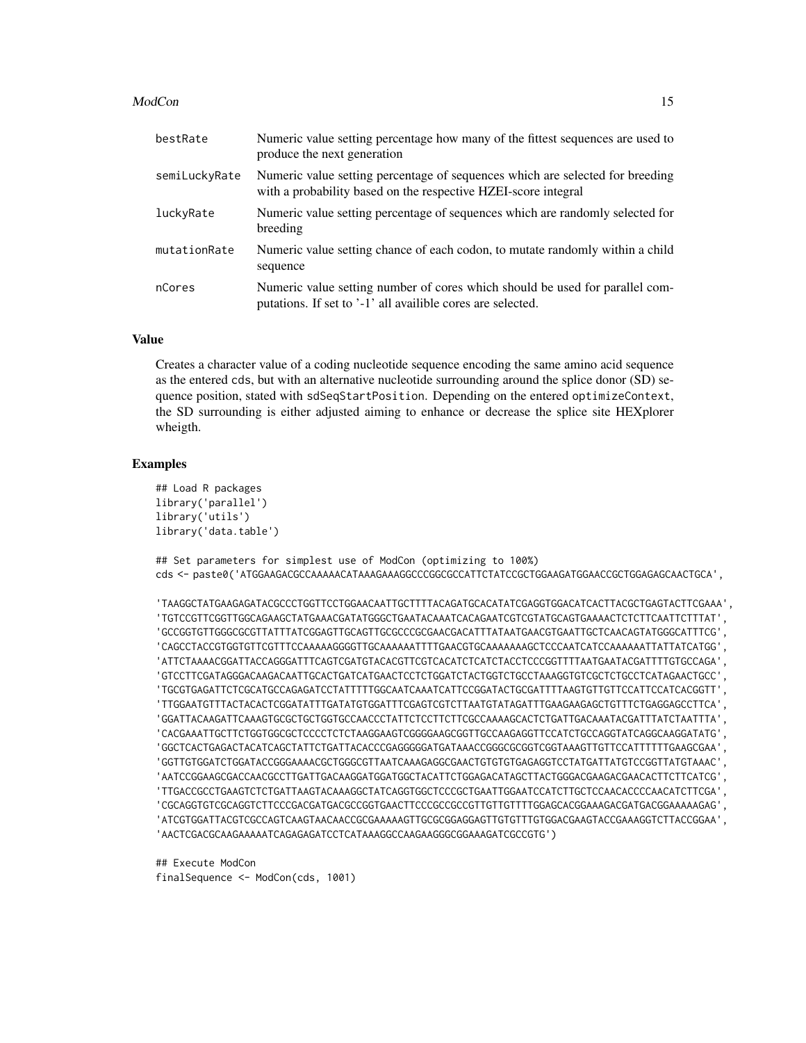| | |
|---|---|
| bestRate | Numeric value setting percentage how many of the fittest sequences are used to produce the next generation |
| semiLuckyRate | Numeric value setting percentage of sequences which are selected for breeding with a probability based on the respective HZEI-score integral |
| luckyRate | Numeric value setting percentage of sequences which are randomly selected for breeding |
| mutationRate | Numeric value setting chance of each codon, to mutate randomly within a child sequence |
| nCores | Numeric value setting number of cores which should be used for parallel computations. If set to '-1' all availible cores are selected. |

### Value

Creates a character value of a coding nucleotide sequence encoding the same amino acid sequence as the entered cds, but with an alternative nucleotide surrounding around the splice donor (SD) sequence position, stated with sdSeqStartPosition. Depending on the entered optimizeContext, the SD surrounding is either adjusted aiming to enhance or decrease the splice site HEXplorer wheigth.

### Examples

```
## Load R packages
library('parallel')
library('utils')
library('data.table')

## Set parameters for simplest use of ModCon (optimizing to 100%)
cds <- paste0('ATGGAAGACGCCAAAAACATAAAGAAAGGCCCGGCGCCATTCTATCCGCTGGAAGATGGAACCGCTGGAGAGCAACTGCA',

'TAAGGCTATGAAGAGATACGCCCTGGTTCCTGGAACAATTGCTTTTACAGATGCACATATCGAGGTGGACATCACTTACGCTGAGTACTTCGAAA',
'TGTCCGTTCGGTTGGCAGAAGCTATGAAACGATATGGGCTGAATACAAATCACAGAATCGTCGTATGCAGTGAAAACTCTCTTCAATTCTTTAT',
'GCCGGTGTTGGGCGCGTTATTTATCGGAGTTGCAGTTGCGCCCGCGAACGACATTTATAATGAACGTGAATTGCTCAACAGTATGGGCATTTCG',
'CAGCCTACCGTGGTGTTCGTTTCCAAAAAGGGGTTGCAAAAAATTTTGAACGTGCAAAAAAAGCTCCCAATCATCCAAAAAATTATTATCATGG',
'ATTCTAAAACGGATTACCAGGGATTTCAGTCGATGTACACGTTCGTCACATCTCATCTACCTCCCGGTTTTAATGAATACGATTTTGTGCCAGA',
'GTCCTTCGATAGGGACAAGACAATTGCACTGATCATGAACTCCTCTGGATCTACTGGTCTGCCTAAAGGTGTCGCTCTGCCTCATAGAACTGCC',
'TGCGTGAGATTCTCGCATGCCAGAGATCCTATTTTTGGCAATCAAATCATTCCGGATACTGCGATTTTAAGTGTTGTTCCATTCCATCACGGTT',
'TTGGAATGTTTACTACACTCGGATATTTGATATGTGGATTTCGAGTCGTCTTAATGTATAGATTTGAAGAAGAGCTGTTTCTGAGGAGCCTTCA',
'GGATTACAAGATTCAAAGTGCGCTGCTGGTGCCAACCCTATTCTCCTTCTTCGCCAAAAGCACTCTGATTGACAAATACGATTTATCTAATTTA',
'CACGAAATTGCTTCTGGTGGCGCTCCCCTCTCTAAGGAAGTCGGGGAAGCGGTTGCCAAGAGGTTCCATCTGCCAGGTATCAGGCAAGGATATG',
'GGCTCACTGAGACTACATCAGCTATTCTGATTACACCCGAGGGGGATGATAAACCGGGCGCGGTCGGTAAAGTTGTTCCATTTTTTGAAGCGAA',
'GGTTGTGGATCTGGATACCGGGAAAACGCTGGGCGTTAATCAAAGAGGCGAACTGTGTGTGAGAGGTCCTATGATTATGTCCGGTTATGTAAAC',
'AATCCGGAAGCGACCAACGCCTTGATTGACAAGGATGGATGGCTACATTCTGGAGACATAGCTTACTGGGACGAAGACGAACACTTCTTCATCG',
'TTGACCGCCTGAAGTCTCTGATTAAGTACAAAGGCTATCAGGTGGCTCCCGCTGAATTGGAATCCATCTTGCTCCAACACCCCAACATCTTCGA',
'CGCAGGTGTCGCAGGTCTTCCCGACGATGACGCCGGTGAACTTCCCGCCGCCGTTGTTGTTTTGGAGCACGGAAAGACGATGACGGAAAAAGAG',
'ATCGTGGATTACGTCGCCAGTCAAGTAACAACCGCGAAAAAGTTGCGCGGAGGAGTTGTGTTTGTGGACGAAGTACCGAAAGGTCTTACCGGAA',
'AACTCGACGCAAGAAAAATCAGAGAGATCCTCATAAAGGCCAAGAAGGGCGGAAAGATCGCCGTG')

## Execute ModCon
finalSequence <- ModCon(cds, 1001)
```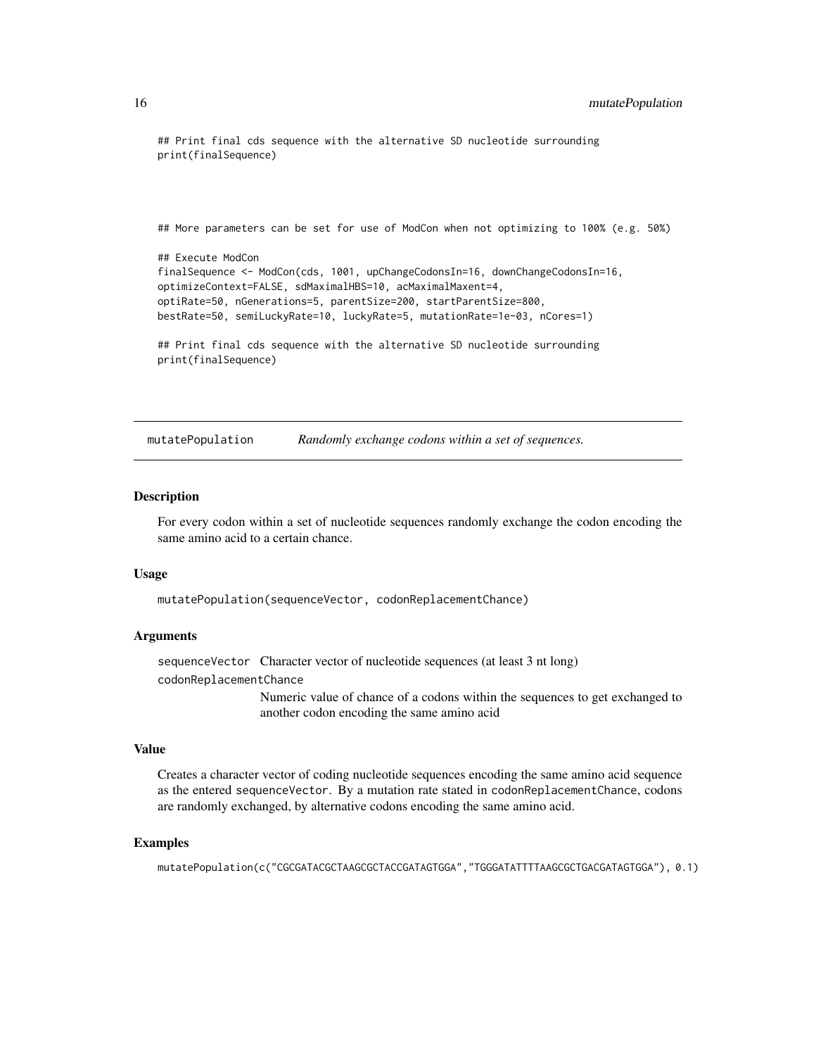```
## Print final cds sequence with the alternative SD nucleotide surrounding
print(finalSequence)



## More parameters can be set for use of ModCon when not optimizing to 100% (e.g. 50%)

## Execute ModCon
finalSequence <- ModCon(cds, 1001, upChangeCodonsIn=16, downChangeCodonsIn=16,
optimizeContext=FALSE, sdMaximalHBS=10, acMaximalMaxent=4,
optiRate=50, nGenerations=5, parentSize=200, startParentSize=800,
bestRate=50, semiLuckyRate=10, luckyRate=5, mutationRate=1e-03, nCores=1)

## Print final cds sequence with the alternative SD nucleotide surrounding
print(finalSequence)
```

## mutatePopulation — *Randomly exchange codons within a set of sequences.*

### Description

For every codon within a set of nucleotide sequences randomly exchange the codon encoding the same amino acid to a certain chance.

### Usage

```
mutatePopulation(sequenceVector, codonReplacementChance)
```

### Arguments

sequenceVector — Character vector of nucleotide sequences (at least 3 nt long)

codonReplacementChance — Numeric value of chance of a codons within the sequences to get exchanged to another codon encoding the same amino acid

### Value

Creates a character vector of coding nucleotide sequences encoding the same amino acid sequence as the entered sequenceVector. By a mutation rate stated in codonReplacementChance, codons are randomly exchanged, by alternative codons encoding the same amino acid.

### Examples

```
mutatePopulation(c("CGCGATACGCTAAGCGCTACCGATAGTGGA","TGGGATATTTTAAGCGCTGACGATAGTGGA"), 0.1)
```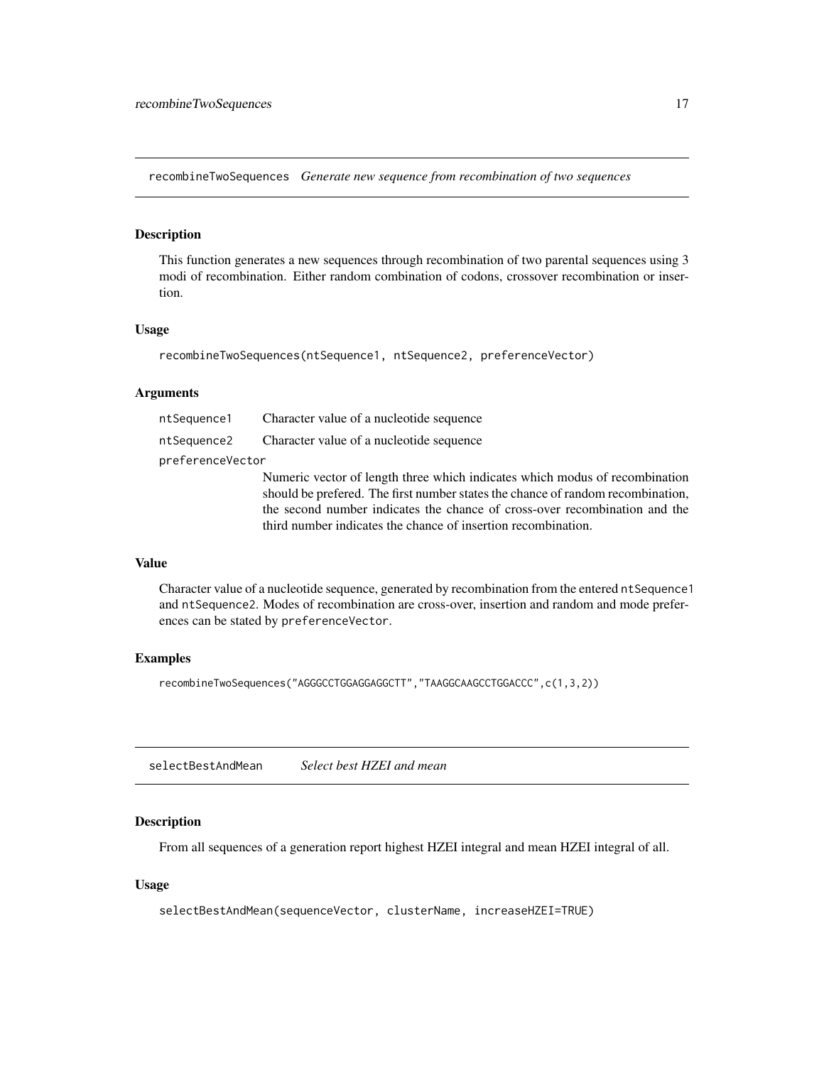## recombineTwoSequences *Generate new sequence from recombination of two sequences*

### Description

This function generates a new sequences through recombination of two parental sequences using 3 modi of recombination. Either random combination of codons, crossover recombination or insertion.

### Usage

```
recombineTwoSequences(ntSequence1, ntSequence2, preferenceVector)
```

### Arguments

| | |
|---|---|
| `ntSequence1` | Character value of a nucleotide sequence |
| `ntSequence2` | Character value of a nucleotide sequence |
| `preferenceVector` | Numeric vector of length three which indicates which modus of recombination should be prefered. The first number states the chance of random recombination, the second number indicates the chance of cross-over recombination and the third number indicates the chance of insertion recombination. |

### Value

Character value of a nucleotide sequence, generated by recombination from the entered `ntSequence1` and `ntSequence2`. Modes of recombination are cross-over, insertion and random and mode preferences can be stated by `preferenceVector`.

### Examples

```
recombineTwoSequences("AGGGCCTGGAGGAGGCTT","TAAGGCAAGCCTGGACCC",c(1,3,2))
```

## selectBestAndMean *Select best HZEI and mean*

### Description

From all sequences of a generation report highest HZEI integral and mean HZEI integral of all.

### Usage

```
selectBestAndMean(sequenceVector, clusterName, increaseHZEI=TRUE)
```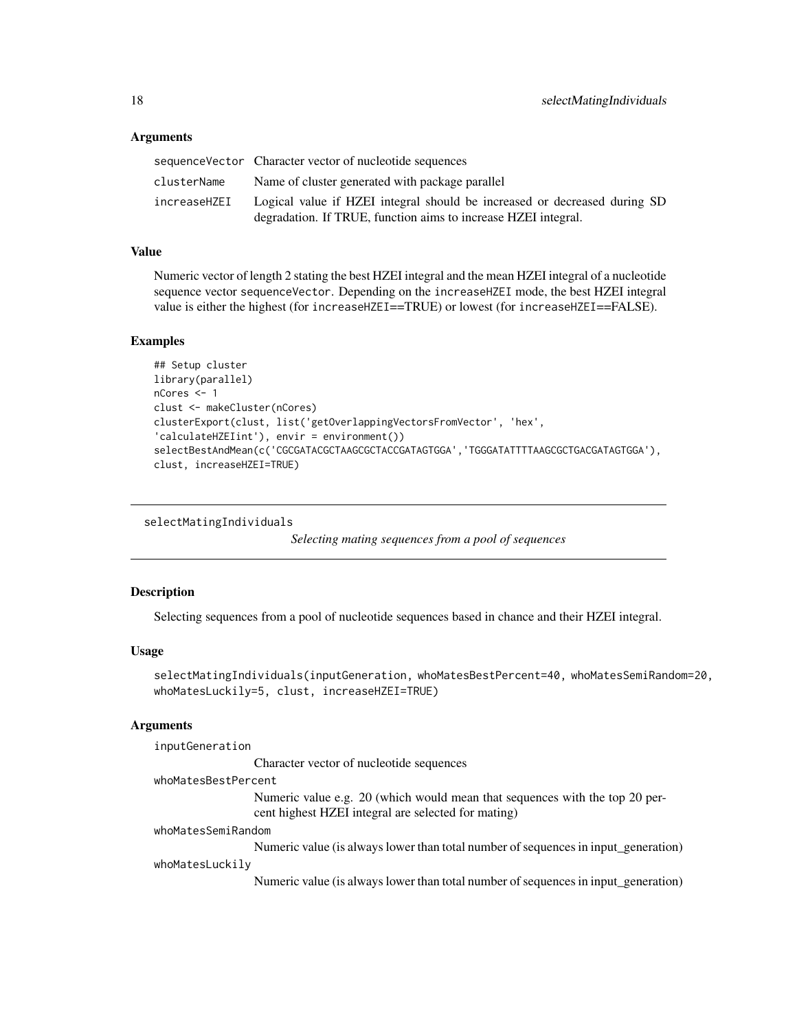### Arguments

| | |
|---|---|
| sequenceVector | Character vector of nucleotide sequences |
| clusterName | Name of cluster generated with package parallel |
| increaseHZEI | Logical value if HZEI integral should be increased or decreased during SD degradation. If TRUE, function aims to increase HZEI integral. |

### Value

Numeric vector of length 2 stating the best HZEI integral and the mean HZEI integral of a nucleotide sequence vector sequenceVector. Depending on the increaseHZEI mode, the best HZEI integral value is either the highest (for increaseHZEI==TRUE) or lowest (for increaseHZEI==FALSE).

### Examples

```
## Setup cluster
library(parallel)
nCores <- 1
clust <- makeCluster(nCores)
clusterExport(clust, list('getOverlappingVectorsFromVector', 'hex',
'calculateHZEIint'), envir = environment())
selectBestAndMean(c('CGCGATACGCTAAGCGCTACCGATAGTGGA','TGGGATATTTTAAGCGCTGACGATAGTGGA'),
clust, increaseHZEI=TRUE)
```

---

## selectMatingIndividuals

*Selecting mating sequences from a pool of sequences*

---

### Description

Selecting sequences from a pool of nucleotide sequences based in chance and their HZEI integral.

### Usage

```
selectMatingIndividuals(inputGeneration, whoMatesBestPercent=40, whoMatesSemiRandom=20,
whoMatesLuckily=5, clust, increaseHZEI=TRUE)
```

### Arguments

inputGeneration
: Character vector of nucleotide sequences

whoMatesBestPercent
: Numeric value e.g. 20 (which would mean that sequences with the top 20 percent highest HZEI integral are selected for mating)

whoMatesSemiRandom
: Numeric value (is always lower than total number of sequences in input_generation)

whoMatesLuckily
: Numeric value (is always lower than total number of sequences in input_generation)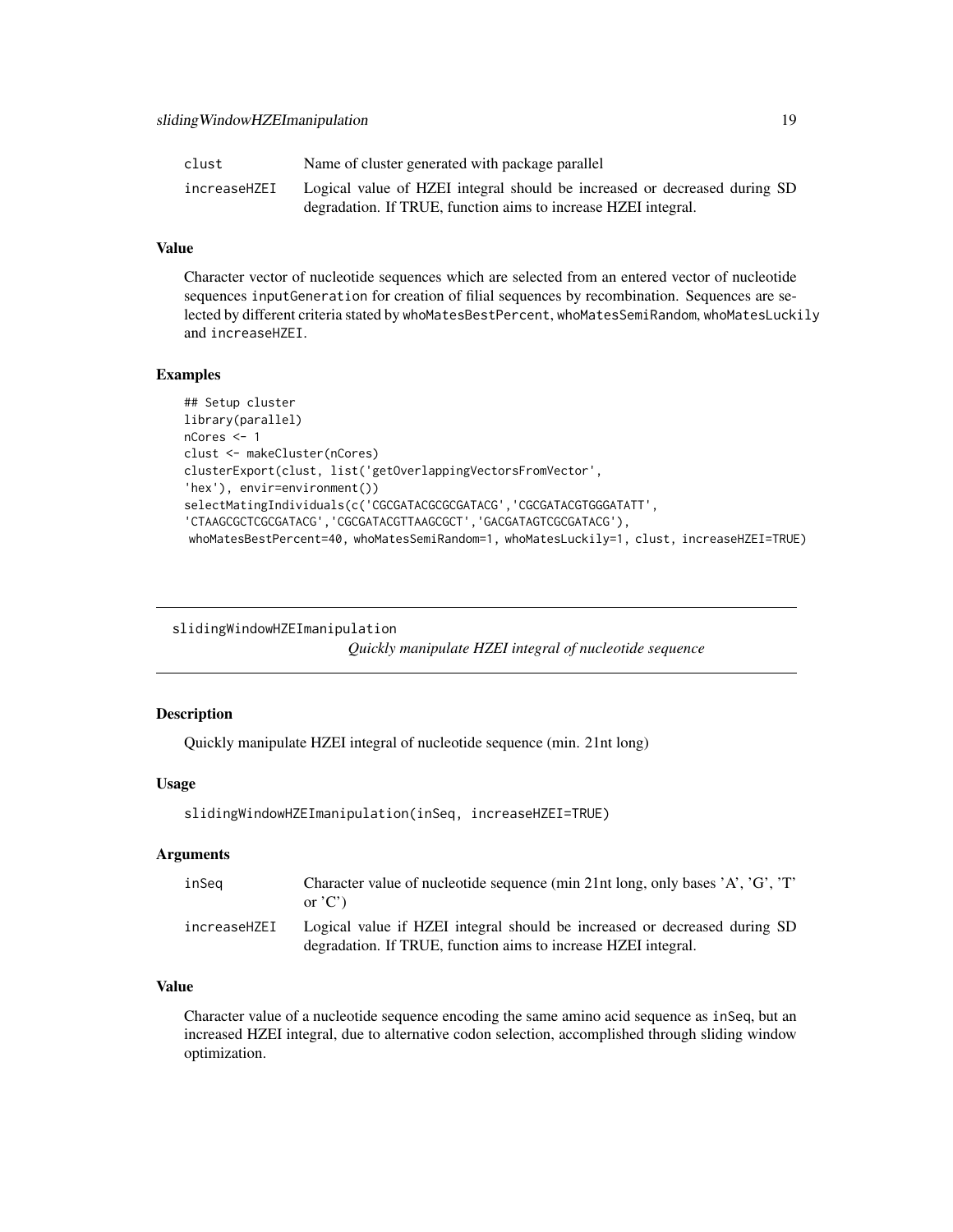| | |
|---|---|
| clust | Name of cluster generated with package parallel |
| increaseHZEI | Logical value of HZEI integral should be increased or decreased during SD degradation. If TRUE, function aims to increase HZEI integral. |

### Value

Character vector of nucleotide sequences which are selected from an entered vector of nucleotide sequences inputGeneration for creation of filial sequences by recombination. Sequences are selected by different criteria stated by whoMatesBestPercent, whoMatesSemiRandom, whoMatesLuckily and increaseHZEI.

### Examples

```
## Setup cluster
library(parallel)
nCores <- 1
clust <- makeCluster(nCores)
clusterExport(clust, list('getOverlappingVectorsFromVector',
'hex'), envir=environment())
selectMatingIndividuals(c('CGCGATACGCGCGATACG','CGCGATACGTGGGATATT',
'CTAAGCGCTCGCGATACG','CGCGATACGTTAAGCGCT','GACGATAGTCGCGATACG'),
 whoMatesBestPercent=40, whoMatesSemiRandom=1, whoMatesLuckily=1, clust, increaseHZEI=TRUE)
```

---

## slidingWindowHZEImanipulation

*Quickly manipulate HZEI integral of nucleotide sequence*

### Description

Quickly manipulate HZEI integral of nucleotide sequence (min. 21nt long)

### Usage

```
slidingWindowHZEImanipulation(inSeq, increaseHZEI=TRUE)
```

### Arguments

| | |
|---|---|
| inSeq | Character value of nucleotide sequence (min 21nt long, only bases 'A', 'G', 'T' or 'C') |
| increaseHZEI | Logical value if HZEI integral should be increased or decreased during SD degradation. If TRUE, function aims to increase HZEI integral. |

### Value

Character value of a nucleotide sequence encoding the same amino acid sequence as inSeq, but an increased HZEI integral, due to alternative codon selection, accomplished through sliding window optimization.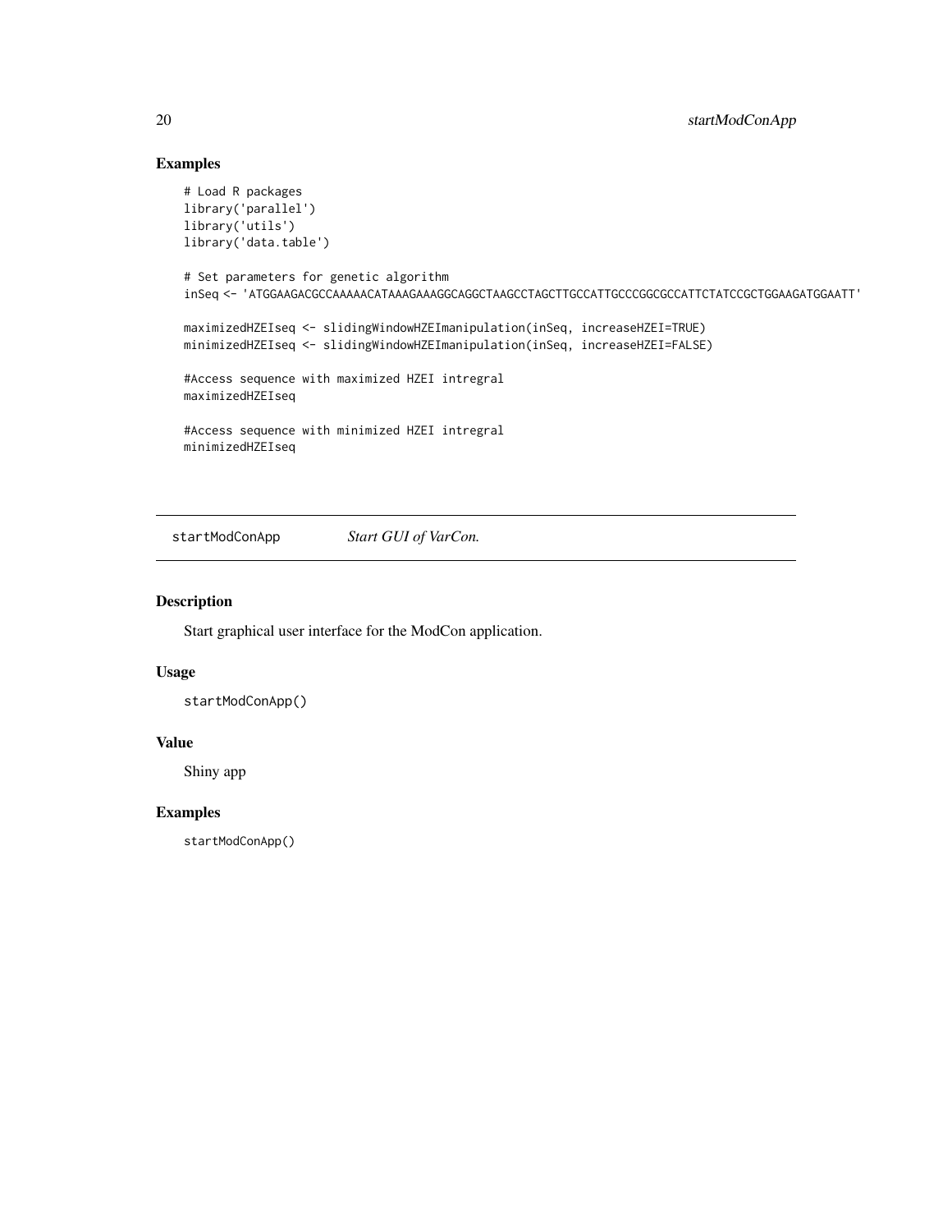## Examples

```
# Load R packages
library('parallel')
library('utils')
library('data.table')

# Set parameters for genetic algorithm
inSeq <- 'ATGGAAGACGCCAAAAACATAAAGAAAGGCAGGCTAAGCCTAGCTTGCCATTGCCCGGCGCCATTCTATCCGCTGGAAGATGGAATT'

maximizedHZEIseq <- slidingWindowHZEImanipulation(inSeq, increaseHZEI=TRUE)
minimizedHZEIseq <- slidingWindowHZEImanipulation(inSeq, increaseHZEI=FALSE)

#Access sequence with maximized HZEI intregral
maximizedHZEIseq

#Access sequence with minimized HZEI intregral
minimizedHZEIseq
```

---

`startModConApp` *Start GUI of VarCon.*

---

## Description

Start graphical user interface for the ModCon application.

## Usage

```
startModConApp()
```

## Value

Shiny app

## Examples

```
startModConApp()
```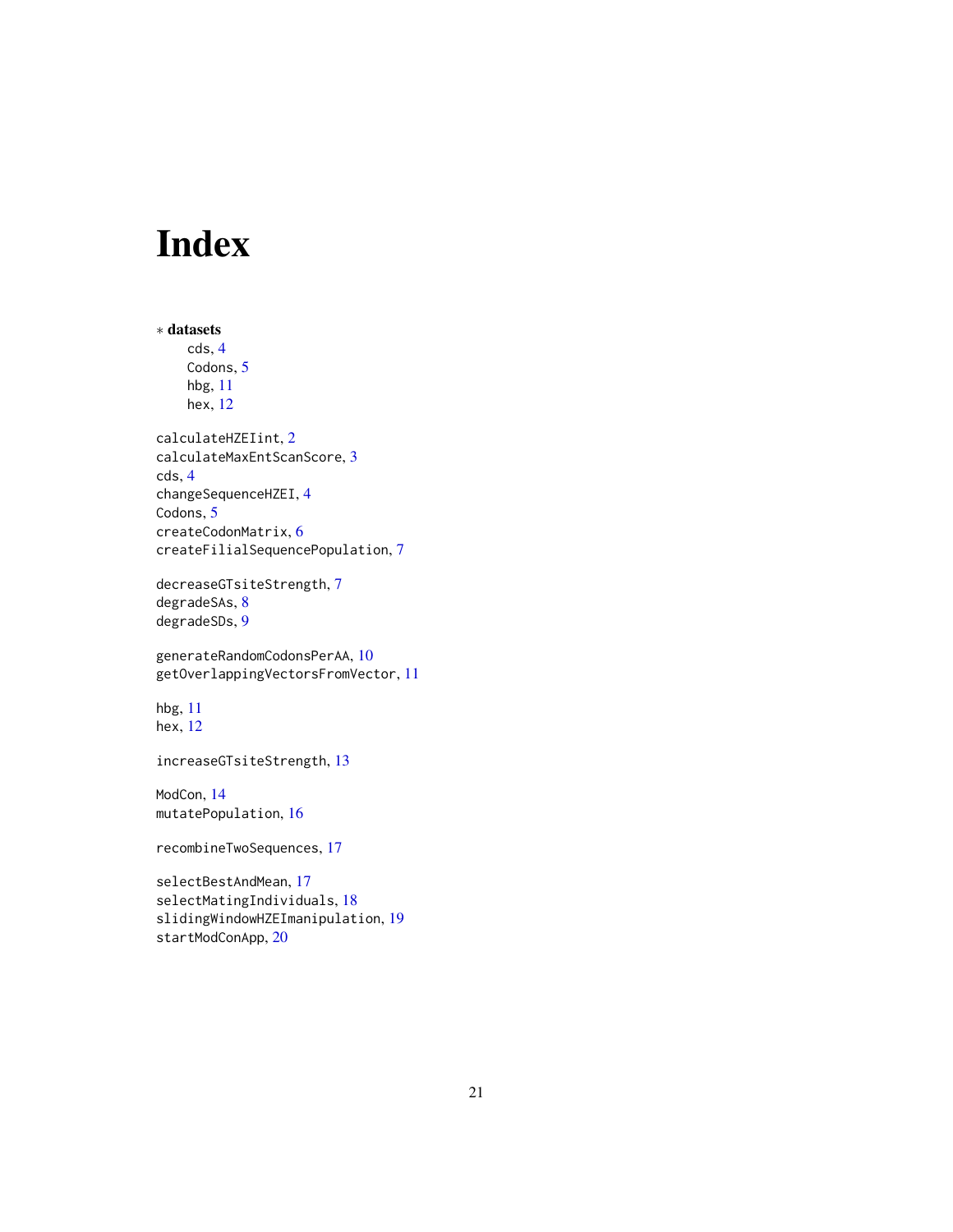# Index

∗ **datasets**
  cds, 4
  Codons, 5
  hbg, 11
  hex, 12

calculateHZEIint, 2
calculateMaxEntScanScore, 3
cds, 4
changeSequenceHZEI, 4
Codons, 5
createCodonMatrix, 6
createFilialSequencePopulation, 7

decreaseGTsiteStrength, 7
degradeSAs, 8
degradeSDs, 9

generateRandomCodonsPerAA, 10
getOverlappingVectorsFromVector, 11

hbg, 11
hex, 12

increaseGTsiteStrength, 13

ModCon, 14
mutatePopulation, 16

recombineTwoSequences, 17

selectBestAndMean, 17
selectMatingIndividuals, 18
slidingWindowHZEImanipulation, 19
startModConApp, 20